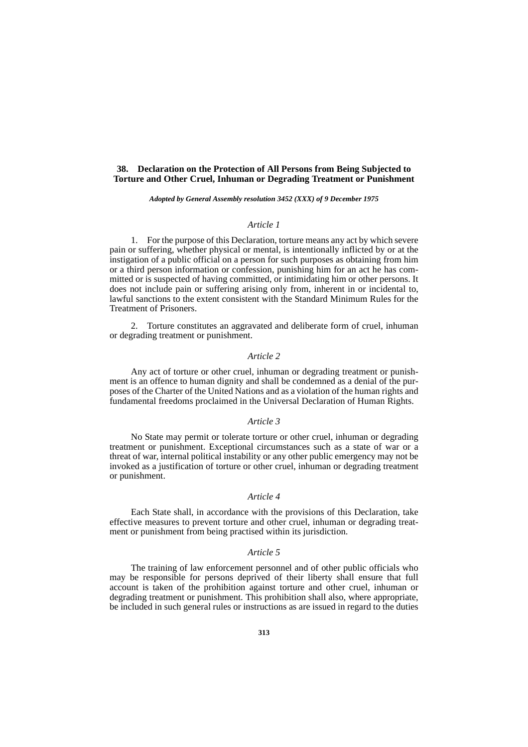## 38. Declaration on the Protection of All Persons from Being Subjected to Torture and Other Cruel, Inhuman or Degrading Treatment or Punishment

***Adopted by General Assembly resolution 3452 (XXX) of 9 December 1975***

### *Article 1*

1. For the purpose of this Declaration, torture means any act by which severe pain or suffering, whether physical or mental, is intentionally inflicted by or at the instigation of a public official on a person for such purposes as obtaining from him or a third person information or confession, punishing him for an act he has committed or is suspected of having committed, or intimidating him or other persons. It does not include pain or suffering arising only from, inherent in or incidental to, lawful sanctions to the extent consistent with the Standard Minimum Rules for the Treatment of Prisoners.

2. Torture constitutes an aggravated and deliberate form of cruel, inhuman or degrading treatment or punishment.

### *Article 2*

Any act of torture or other cruel, inhuman or degrading treatment or punishment is an offence to human dignity and shall be condemned as a denial of the purposes of the Charter of the United Nations and as a violation of the human rights and fundamental freedoms proclaimed in the Universal Declaration of Human Rights.

### *Article 3*

No State may permit or tolerate torture or other cruel, inhuman or degrading treatment or punishment. Exceptional circumstances such as a state of war or a threat of war, internal political instability or any other public emergency may not be invoked as a justification of torture or other cruel, inhuman or degrading treatment or punishment.

### *Article 4*

Each State shall, in accordance with the provisions of this Declaration, take effective measures to prevent torture and other cruel, inhuman or degrading treatment or punishment from being practised within its jurisdiction.

### *Article 5*

The training of law enforcement personnel and of other public officials who may be responsible for persons deprived of their liberty shall ensure that full account is taken of the prohibition against torture and other cruel, inhuman or degrading treatment or punishment. This prohibition shall also, where appropriate, be included in such general rules or instructions as are issued in regard to the duties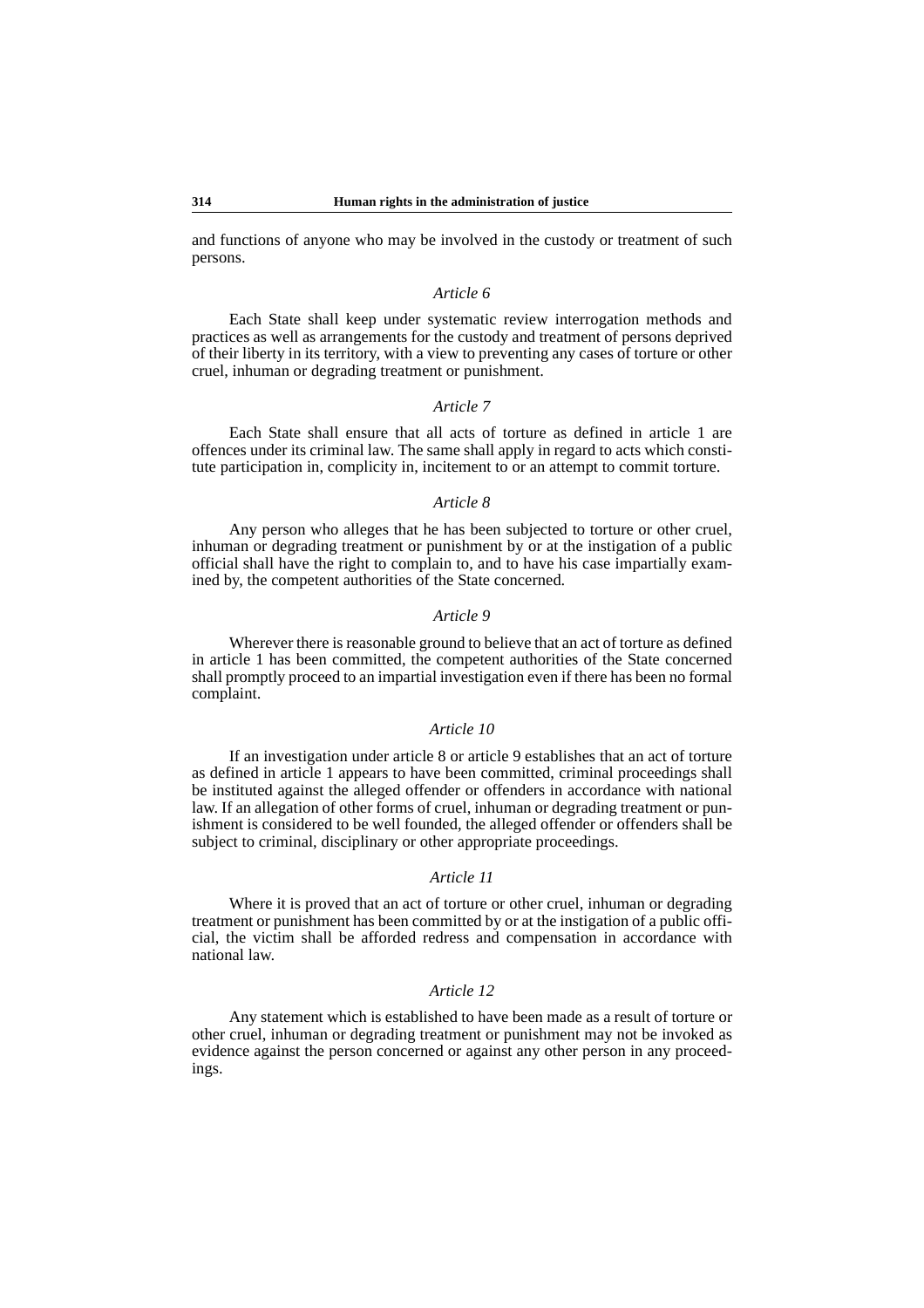and functions of anyone who may be involved in the custody or treatment of such persons.

*Article 6*

Each State shall keep under systematic review interrogation methods and practices as well as arrangements for the custody and treatment of persons deprived of their liberty in its territory, with a view to preventing any cases of torture or other cruel, inhuman or degrading treatment or punishment.

*Article 7*

Each State shall ensure that all acts of torture as defined in article 1 are offences under its criminal law. The same shall apply in regard to acts which constitute participation in, complicity in, incitement to or an attempt to commit torture.

*Article 8*

Any person who alleges that he has been subjected to torture or other cruel, inhuman or degrading treatment or punishment by or at the instigation of a public official shall have the right to complain to, and to have his case impartially examined by, the competent authorities of the State concerned.

*Article 9*

Wherever there is reasonable ground to believe that an act of torture as defined in article 1 has been committed, the competent authorities of the State concerned shall promptly proceed to an impartial investigation even if there has been no formal complaint.

*Article 10*

If an investigation under article 8 or article 9 establishes that an act of torture as defined in article 1 appears to have been committed, criminal proceedings shall be instituted against the alleged offender or offenders in accordance with national law. If an allegation of other forms of cruel, inhuman or degrading treatment or punishment is considered to be well founded, the alleged offender or offenders shall be subject to criminal, disciplinary or other appropriate proceedings.

*Article 11*

Where it is proved that an act of torture or other cruel, inhuman or degrading treatment or punishment has been committed by or at the instigation of a public official, the victim shall be afforded redress and compensation in accordance with national law.

*Article 12*

Any statement which is established to have been made as a result of torture or other cruel, inhuman or degrading treatment or punishment may not be invoked as evidence against the person concerned or against any other person in any proceedings.